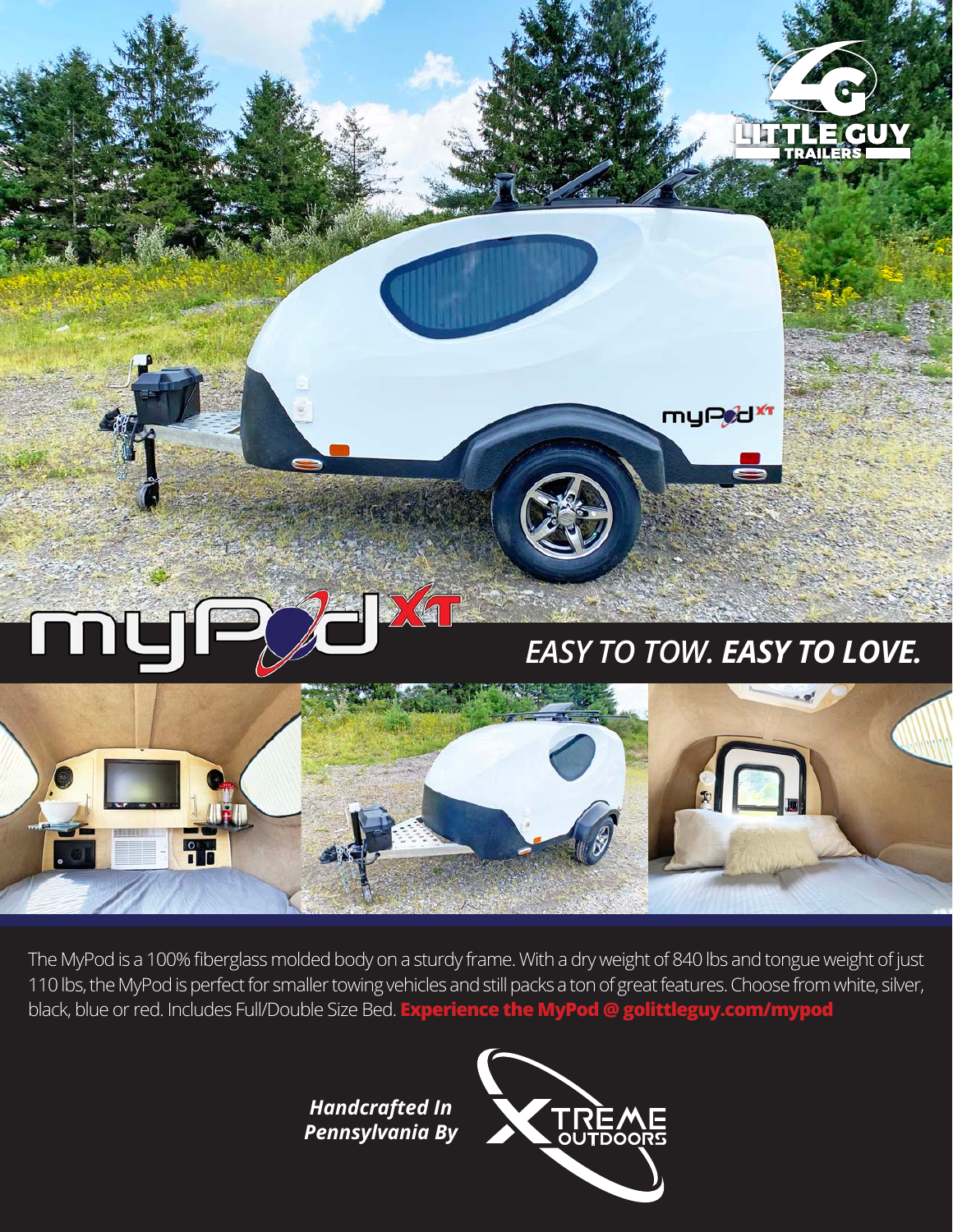# myPod XT

## *EASY TO TOW.* ***EASY TO LOVE.***

The MyPod is a 100% fiberglass molded body on a sturdy frame. With a dry weight of 840 lbs and tongue weight of just 110 lbs, the MyPod is perfect for smaller towing vehicles and still packs a ton of great features. Choose from white, silver, black, blue or red. Includes Full/Double Size Bed. **Experience the MyPod @ golittleguy.com/mypod**

***Handcrafted In Pennsylvania By*** XTREME OUTDOORS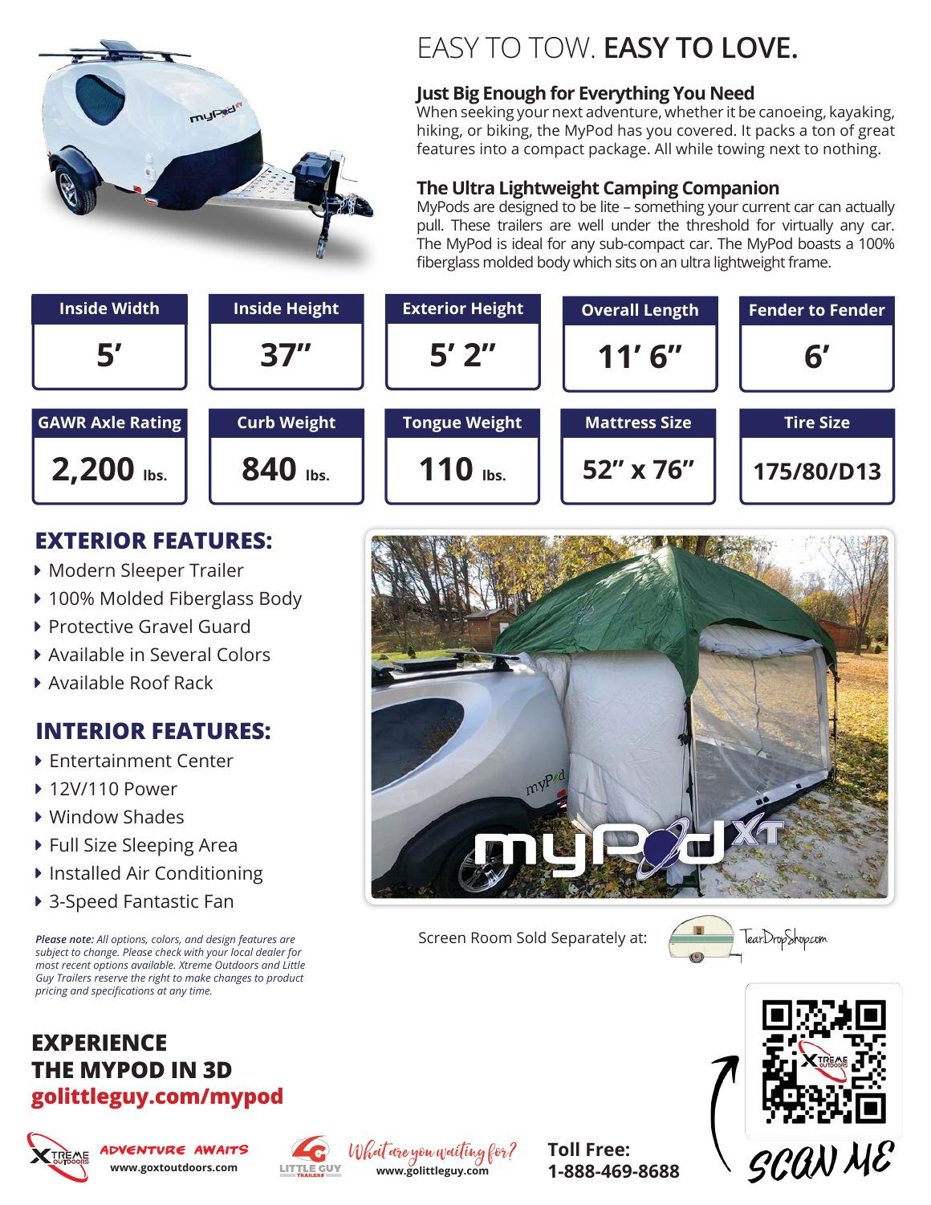# EASY TO TOW. **EASY TO LOVE.**

### Just Big Enough for Everything You Need

When seeking your next adventure, whether it be canoeing, kayaking, hiking, or biking, the MyPod has you covered. It packs a ton of great features into a compact package. All while towing next to nothing.

### The Ultra Lightweight Camping Companion

MyPods are designed to be lite – something your current car can actually pull. These trailers are well under the threshold for virtually any car. The MyPod is ideal for any sub-compact car. The MyPod boasts a 100% fiberglass molded body which sits on an ultra lightweight frame.

| Inside Width | Inside Height | Exterior Height | Overall Length | Fender to Fender |
|---|---|---|---|---|
| 5' | 37" | 5' 2" | 11' 6" | 6' |
| **GAWR Axle Rating** | **Curb Weight** | **Tongue Weight** | **Mattress Size** | **Tire Size** |
| 2,200 lbs. | 840 lbs. | 110 lbs. | 52" x 76" | 175/80/D13 |

## EXTERIOR FEATURES:

- Modern Sleeper Trailer
- 100% Molded Fiberglass Body
- Protective Gravel Guard
- Available in Several Colors
- Available Roof Rack

## INTERIOR FEATURES:

- Entertainment Center
- 12V/110 Power
- Window Shades
- Full Size Sleeping Area
- Installed Air Conditioning
- 3-Speed Fantastic Fan

***Please note:*** *All options, colors, and design features are subject to change. Please check with your local dealer for most recent options available. Xtreme Outdoors and Little Guy Trailers reserve the right to make changes to product pricing and specifications at any time.*

Screen Room Sold Separately at: TearDropShop.com

## EXPERIENCE THE MYPOD IN 3D
**golittleguy.com/mypod**

ADVENTURE AWAITS www.goxtoutdoors.com

What are you waiting for? www.golittleguy.com

**Toll Free: 1-888-469-8688**

SCAN ME